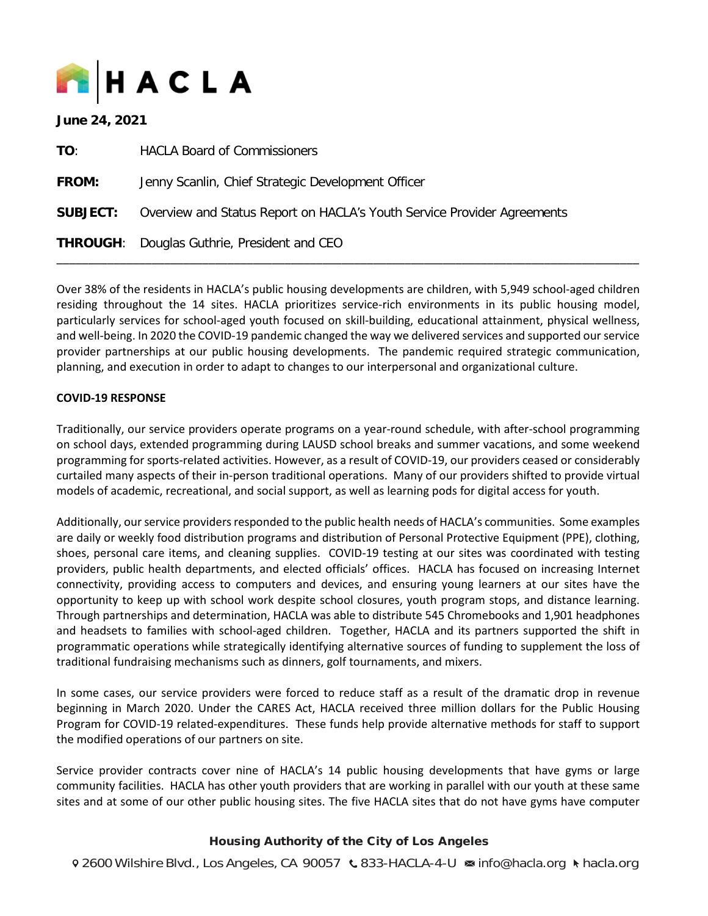# HACLA

**June 24, 2021**

**TO**: HACLA Board of Commissioners

**FROM:** Jenny Scanlin, Chief Strategic Development Officer

**SUBJECT:** Overview and Status Report on HACLA's Youth Service Provider Agreements

**THROUGH**: Douglas Guthrie, President and CEO

---

Over 38% of the residents in HACLA's public housing developments are children, with 5,949 school-aged children residing throughout the 14 sites. HACLA prioritizes service-rich environments in its public housing model, particularly services for school-aged youth focused on skill-building, educational attainment, physical wellness, and well-being. In 2020 the COVID-19 pandemic changed the way we delivered services and supported our service provider partnerships at our public housing developments. The pandemic required strategic communication, planning, and execution in order to adapt to changes to our interpersonal and organizational culture.

**COVID-19 RESPONSE**

Traditionally, our service providers operate programs on a year-round schedule, with after-school programming on school days, extended programming during LAUSD school breaks and summer vacations, and some weekend programming for sports-related activities. However, as a result of COVID-19, our providers ceased or considerably curtailed many aspects of their in-person traditional operations. Many of our providers shifted to provide virtual models of academic, recreational, and social support, as well as learning pods for digital access for youth.

Additionally, our service providers responded to the public health needs of HACLA's communities. Some examples are daily or weekly food distribution programs and distribution of Personal Protective Equipment (PPE), clothing, shoes, personal care items, and cleaning supplies. COVID-19 testing at our sites was coordinated with testing providers, public health departments, and elected officials' offices. HACLA has focused on increasing Internet connectivity, providing access to computers and devices, and ensuring young learners at our sites have the opportunity to keep up with school work despite school closures, youth program stops, and distance learning. Through partnerships and determination, HACLA was able to distribute 545 Chromebooks and 1,901 headphones and headsets to families with school-aged children. Together, HACLA and its partners supported the shift in programmatic operations while strategically identifying alternative sources of funding to supplement the loss of traditional fundraising mechanisms such as dinners, golf tournaments, and mixers.

In some cases, our service providers were forced to reduce staff as a result of the dramatic drop in revenue beginning in March 2020. Under the CARES Act, HACLA received three million dollars for the Public Housing Program for COVID-19 related-expenditures. These funds help provide alternative methods for staff to support the modified operations of our partners on site.

Service provider contracts cover nine of HACLA's 14 public housing developments that have gyms or large community facilities. HACLA has other youth providers that are working in parallel with our youth at these same sites and at some of our other public housing sites. The five HACLA sites that do not have gyms have computer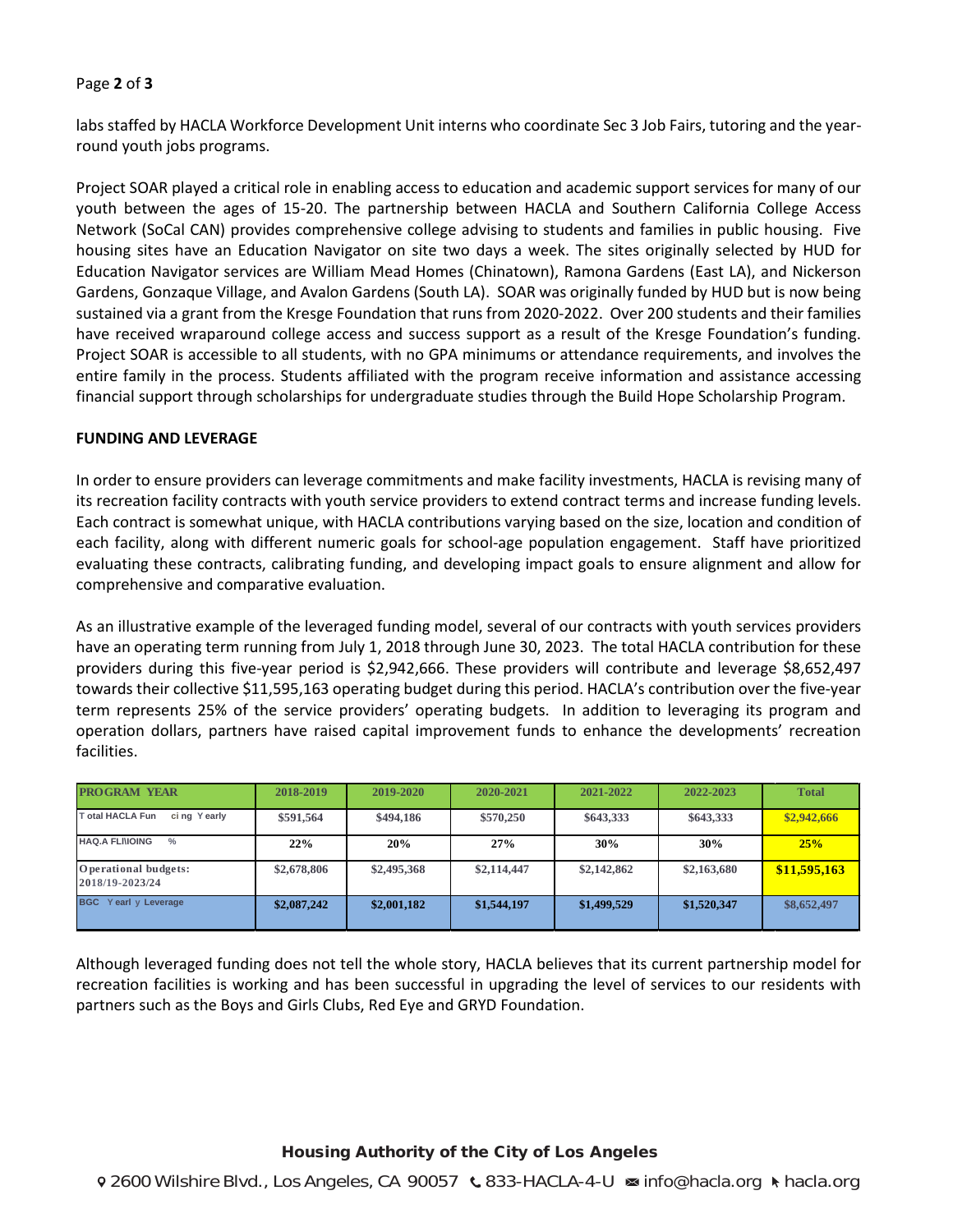labs staffed by HACLA Workforce Development Unit interns who coordinate Sec 3 Job Fairs, tutoring and the year-round youth jobs programs.

Project SOAR played a critical role in enabling access to education and academic support services for many of our youth between the ages of 15-20. The partnership between HACLA and Southern California College Access Network (SoCal CAN) provides comprehensive college advising to students and families in public housing. Five housing sites have an Education Navigator on site two days a week. The sites originally selected by HUD for Education Navigator services are William Mead Homes (Chinatown), Ramona Gardens (East LA), and Nickerson Gardens, Gonzaque Village, and Avalon Gardens (South LA). SOAR was originally funded by HUD but is now being sustained via a grant from the Kresge Foundation that runs from 2020-2022. Over 200 students and their families have received wraparound college access and success support as a result of the Kresge Foundation's funding. Project SOAR is accessible to all students, with no GPA minimums or attendance requirements, and involves the entire family in the process. Students affiliated with the program receive information and assistance accessing financial support through scholarships for undergraduate studies through the Build Hope Scholarship Program.

**FUNDING AND LEVERAGE**

In order to ensure providers can leverage commitments and make facility investments, HACLA is revising many of its recreation facility contracts with youth service providers to extend contract terms and increase funding levels. Each contract is somewhat unique, with HACLA contributions varying based on the size, location and condition of each facility, along with different numeric goals for school-age population engagement. Staff have prioritized evaluating these contracts, calibrating funding, and developing impact goals to ensure alignment and allow for comprehensive and comparative evaluation.

As an illustrative example of the leveraged funding model, several of our contracts with youth services providers have an operating term running from July 1, 2018 through June 30, 2023. The total HACLA contribution for these providers during this five-year period is $2,942,666. These providers will contribute and leverage $8,652,497 towards their collective $11,595,163 operating budget during this period. HACLA's contribution over the five-year term represents 25% of the service providers' operating budgets. In addition to leveraging its program and operation dollars, partners have raised capital improvement funds to enhance the developments' recreation facilities.

| PROGRAM YEAR | 2018-2019 | 2019-2020 | 2020-2021 | 2021-2022 | 2022-2023 | Total |
|---|---|---|---|---|---|---|
| Total HACLA Funding Yearly | $591,564 | $494,186 | $570,250 | $643,333 | $643,333 | $2,942,666 |
| HACLA FUNDING % | 22% | 20% | 27% | 30% | 30% | 25% |
| Operational budgets: 2018/19-2023/24 | $2,678,806 | $2,495,368 | $2,114,447 | $2,142,862 | $2,163,680 | $11,595,163 |
| BGC Yearly Leverage | $2,087,242 | $2,001,182 | $1,544,197 | $1,499,529 | $1,520,347 | $8,652,497 |

Although leveraged funding does not tell the whole story, HACLA believes that its current partnership model for recreation facilities is working and has been successful in upgrading the level of services to our residents with partners such as the Boys and Girls Clubs, Red Eye and GRYD Foundation.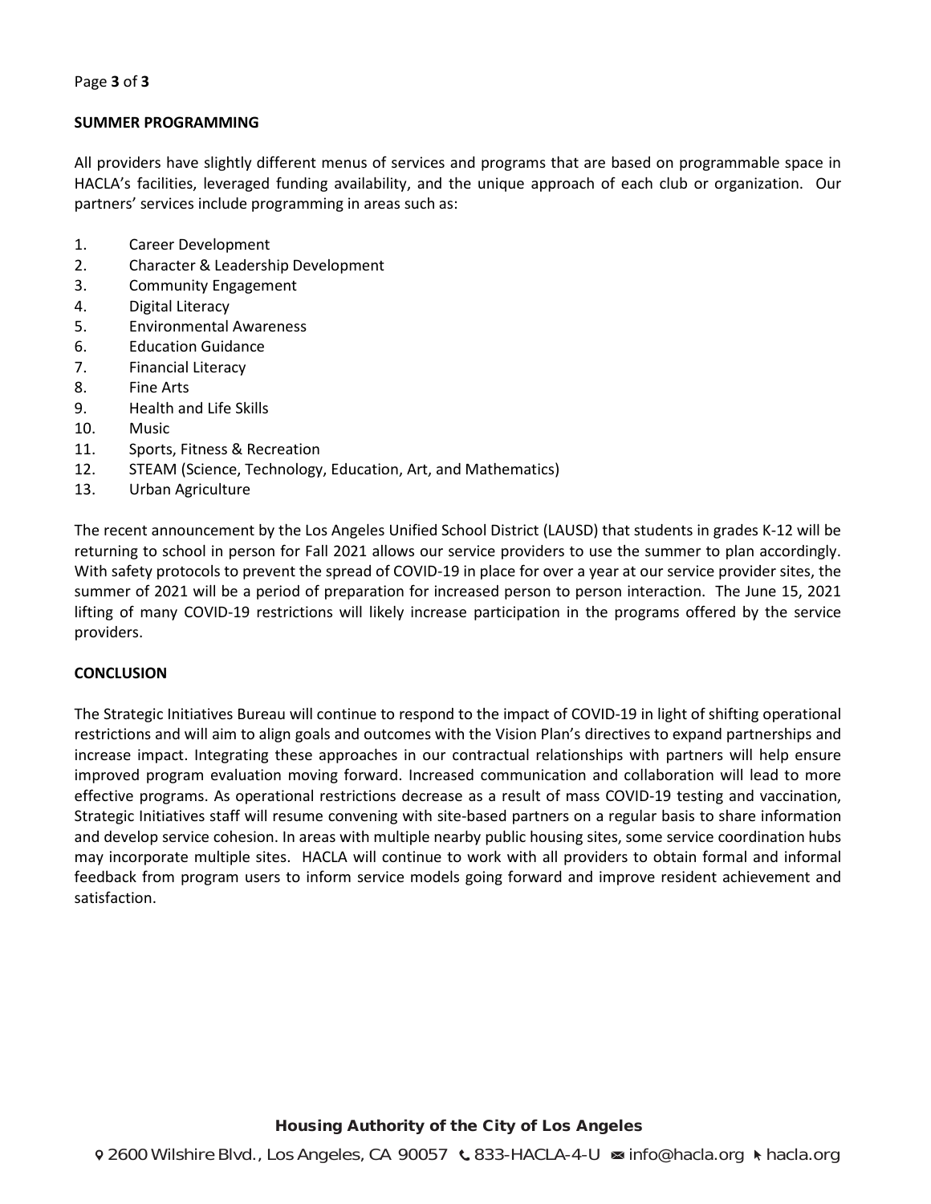**SUMMER PROGRAMMING**

All providers have slightly different menus of services and programs that are based on programmable space in HACLA's facilities, leveraged funding availability, and the unique approach of each club or organization. Our partners' services include programming in areas such as:

1. Career Development
2. Character & Leadership Development
3. Community Engagement
4. Digital Literacy
5. Environmental Awareness
6. Education Guidance
7. Financial Literacy
8. Fine Arts
9. Health and Life Skills
10. Music
11. Sports, Fitness & Recreation
12. STEAM (Science, Technology, Education, Art, and Mathematics)
13. Urban Agriculture

The recent announcement by the Los Angeles Unified School District (LAUSD) that students in grades K-12 will be returning to school in person for Fall 2021 allows our service providers to use the summer to plan accordingly. With safety protocols to prevent the spread of COVID-19 in place for over a year at our service provider sites, the summer of 2021 will be a period of preparation for increased person to person interaction. The June 15, 2021 lifting of many COVID-19 restrictions will likely increase participation in the programs offered by the service providers.

**CONCLUSION**

The Strategic Initiatives Bureau will continue to respond to the impact of COVID-19 in light of shifting operational restrictions and will aim to align goals and outcomes with the Vision Plan's directives to expand partnerships and increase impact. Integrating these approaches in our contractual relationships with partners will help ensure improved program evaluation moving forward. Increased communication and collaboration will lead to more effective programs. As operational restrictions decrease as a result of mass COVID-19 testing and vaccination, Strategic Initiatives staff will resume convening with site-based partners on a regular basis to share information and develop service cohesion. In areas with multiple nearby public housing sites, some service coordination hubs may incorporate multiple sites. HACLA will continue to work with all providers to obtain formal and informal feedback from program users to inform service models going forward and improve resident achievement and satisfaction.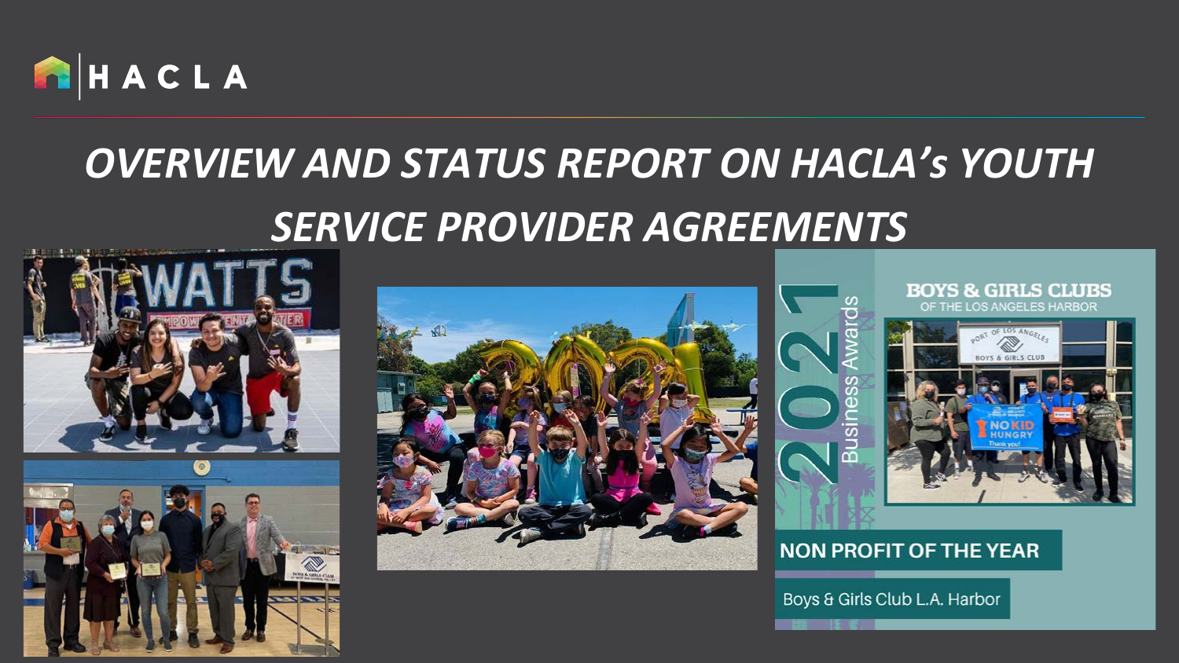HACLA

# OVERVIEW AND STATUS REPORT ON HACLA's YOUTH SERVICE PROVIDER AGREEMENTS

2021 Business Awards

BOYS & GIRLS CLUBS OF THE LOS ANGELES HARBOR

NON PROFIT OF THE YEAR

Boys & Girls Club L.A. Harbor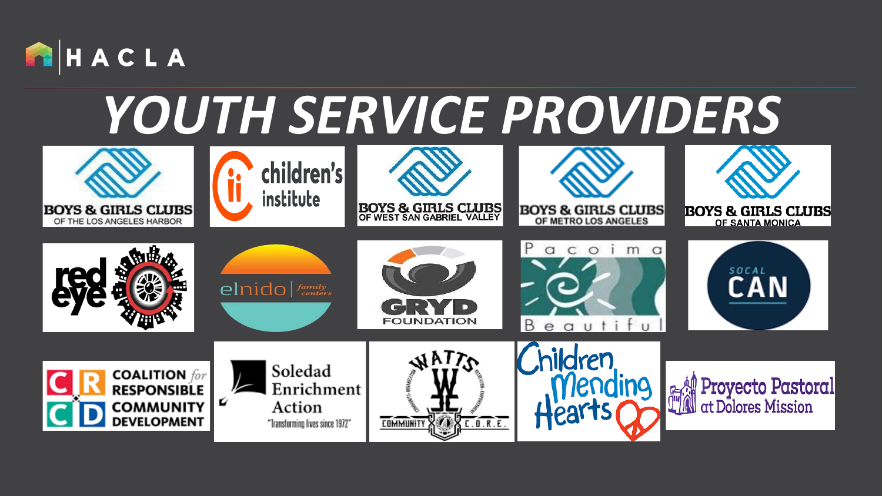HACLA

# YOUTH SERVICE PROVIDERS

- Boys & Girls Clubs of the Los Angeles Harbor
- Children's Institute
- Boys & Girls Clubs of West San Gabriel Valley
- Boys & Girls Clubs of Metro Los Angeles
- Boys & Girls Clubs of Santa Monica
- Red Eye
- El Nido Family Centers
- GRYD Foundation
- Pacoima Beautiful
- SoCal CAN
- Coalition for Responsible Community Development
- Soledad Enrichment Action "Transforming lives since 1972"
- Watts Community C.O.R.E.
- Children Mending Hearts
- Proyecto Pastoral at Dolores Mission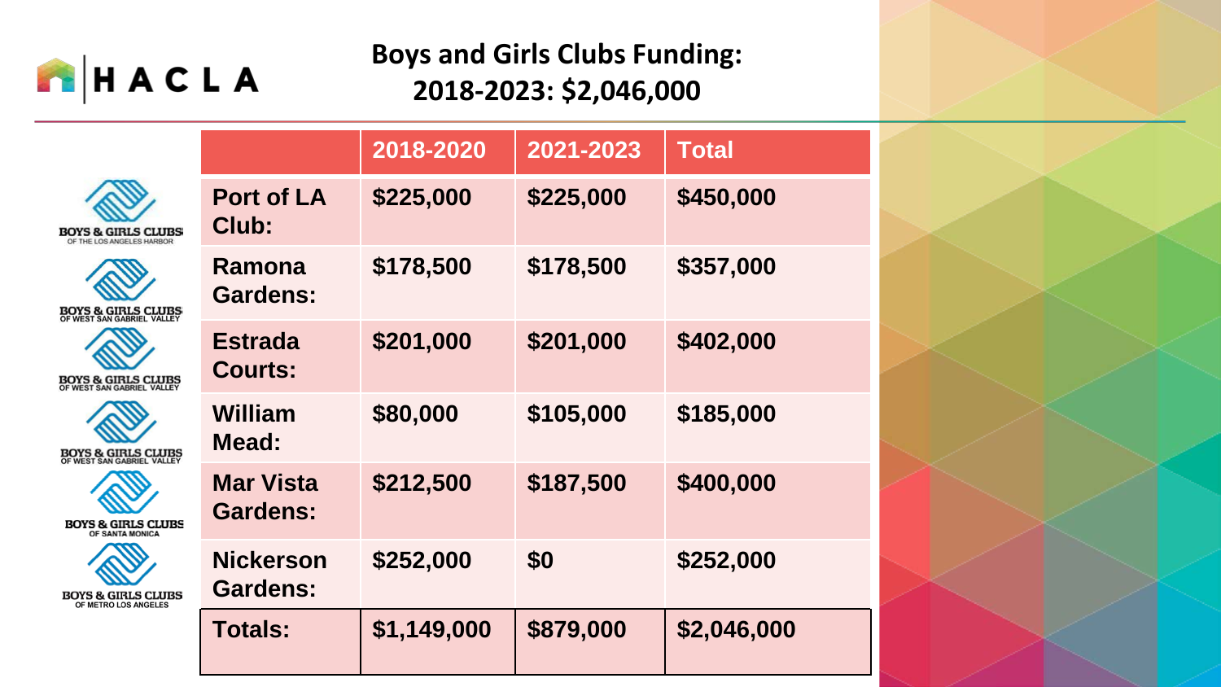HACLA

# Boys and Girls Clubs Funding: 2018-2023: $2,046,000

| | | 2018-2020 | 2021-2023 | Total |
|---|---|---|---|---|
| BOYS & GIRLS CLUBS OF THE LOS ANGELES HARBOR | Port of LA Club: | $225,000 | $225,000 | $450,000 |
| BOYS & GIRLS CLUBS OF WEST SAN GABRIEL VALLEY | Ramona Gardens: | $178,500 | $178,500 | $357,000 |
| BOYS & GIRLS CLUBS OF WEST SAN GABRIEL VALLEY | Estrada Courts: | $201,000 | $201,000 | $402,000 |
| BOYS & GIRLS CLUBS OF WEST SAN GABRIEL VALLEY | William Mead: | $80,000 | $105,000 | $185,000 |
| BOYS & GIRLS CLUBS OF SANTA MONICA | Mar Vista Gardens: | $212,500 | $187,500 | $400,000 |
| BOYS & GIRLS CLUBS OF METRO LOS ANGELES | Nickerson Gardens: | $252,000 | $0 | $252,000 |
| | Totals: | $1,149,000 | $879,000 | $2,046,000 |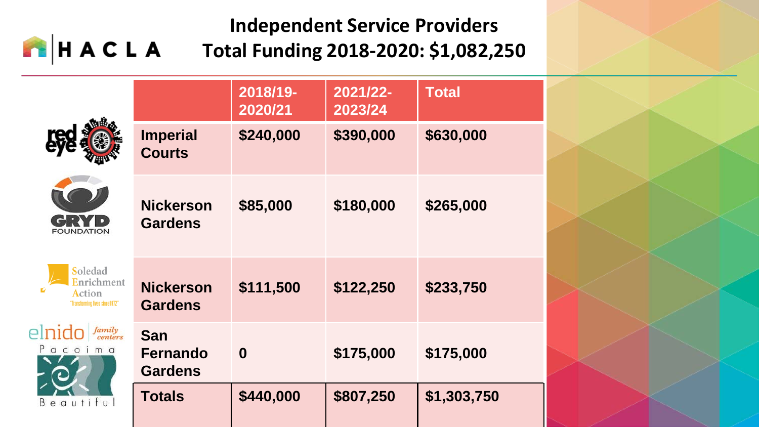# Independent Service Providers

## Total Funding 2018-2020: $1,082,250

| | | 2018/19-2020/21 | 2021/22-2023/24 | Total |
|---|---|---|---|---|
| red eye | **Imperial Courts** | **$240,000** | **$390,000** | **$630,000** |
| GRYD FOUNDATION | **Nickerson Gardens** | **$85,000** | **$180,000** | **$265,000** |
| Soledad Enrichment Action "Transforming lives since 1972" | **Nickerson Gardens** | **$111,500** | **$122,250** | **$233,750** |
| elnido family centers / Pacoima Beautiful | **San Fernando Gardens** | **0** | **$175,000** | **$175,000** |
| | **Totals** | **$440,000** | **$807,250** | **$1,303,750** |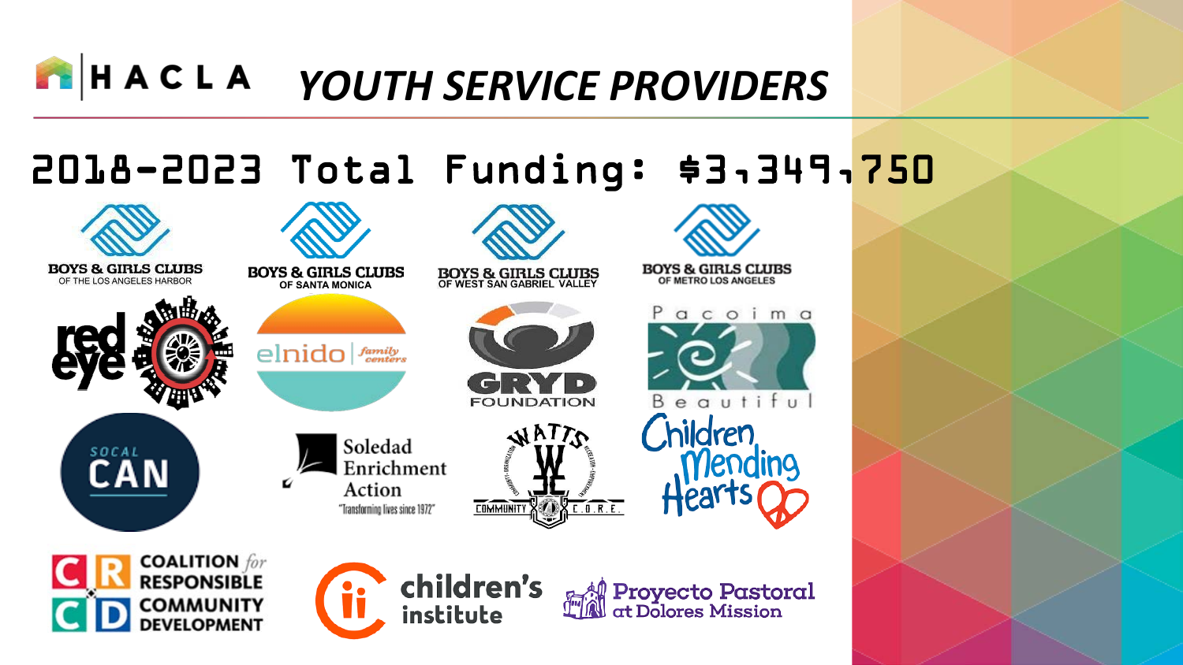HACLA

# YOUTH SERVICE PROVIDERS

## 2018-2023 Total Funding: $3,349,750

- BOYS & GIRLS CLUBS OF THE LOS ANGELES HARBOR
- BOYS & GIRLS CLUBS OF SANTA MONICA
- BOYS & GIRLS CLUBS OF WEST SAN GABRIEL VALLEY
- BOYS & GIRLS CLUBS OF METRO LOS ANGELES
- red eye
- elnido family centers
- GRYD FOUNDATION
- Pacoima Beautiful
- SOCAL CAN
- Soledad Enrichment Action "Transforming lives since 1972"
- WATTS COMMUNITY C.O.R.E.
- Children Mending Hearts
- COALITION for RESPONSIBLE COMMUNITY DEVELOPMENT
- children's institute
- Proyecto Pastoral at Dolores Mission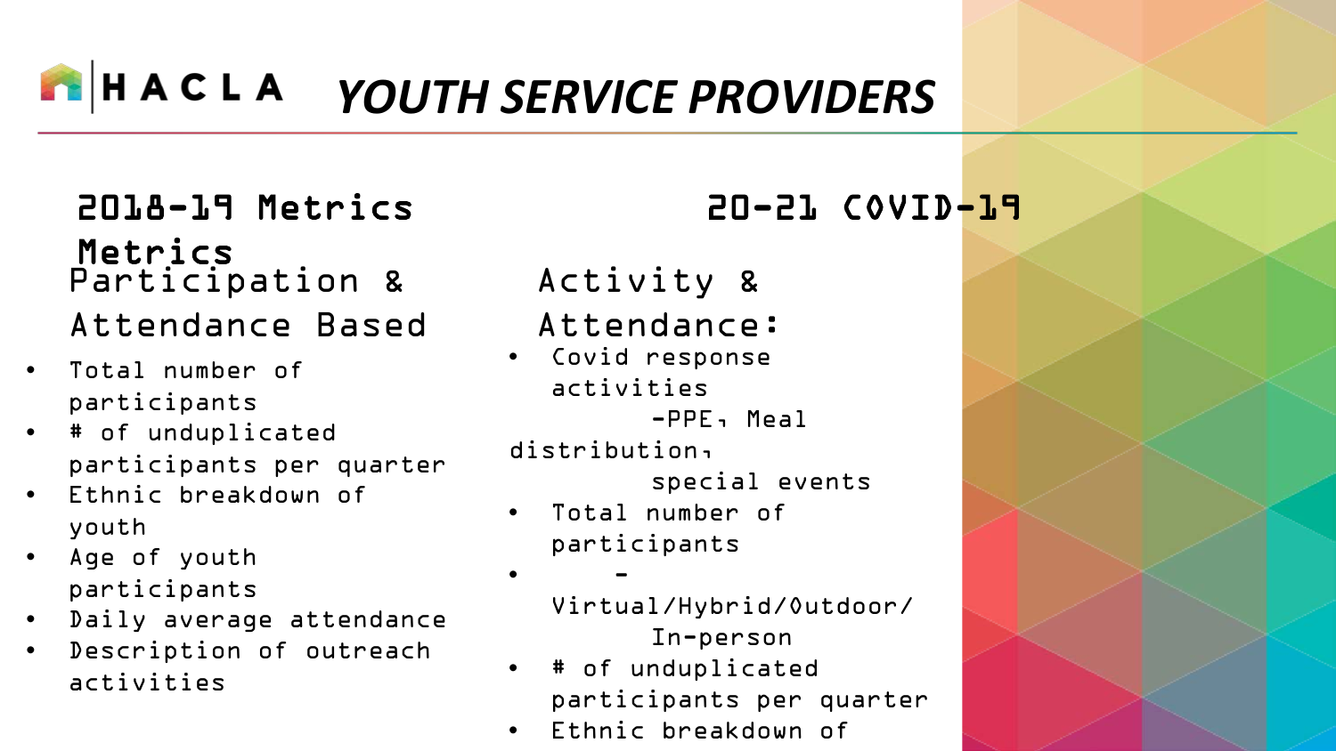# HACLA YOUTH SERVICE PROVIDERS

## 2018-19 Metrics

Metrics

### Participation & Attendance Based

- Total number of participants
- # of unduplicated participants per quarter
- Ethnic breakdown of youth
- Age of youth participants
- Daily average attendance
- Description of outreach activities

## 20-21 COVID-19

### Activity & Attendance:

- Covid response activities
  - -PPE, Meal distribution, special events
- Total number of participants
  - -Virtual/Hybrid/Outdoor/In-person
- # of unduplicated participants per quarter
- Ethnic breakdown of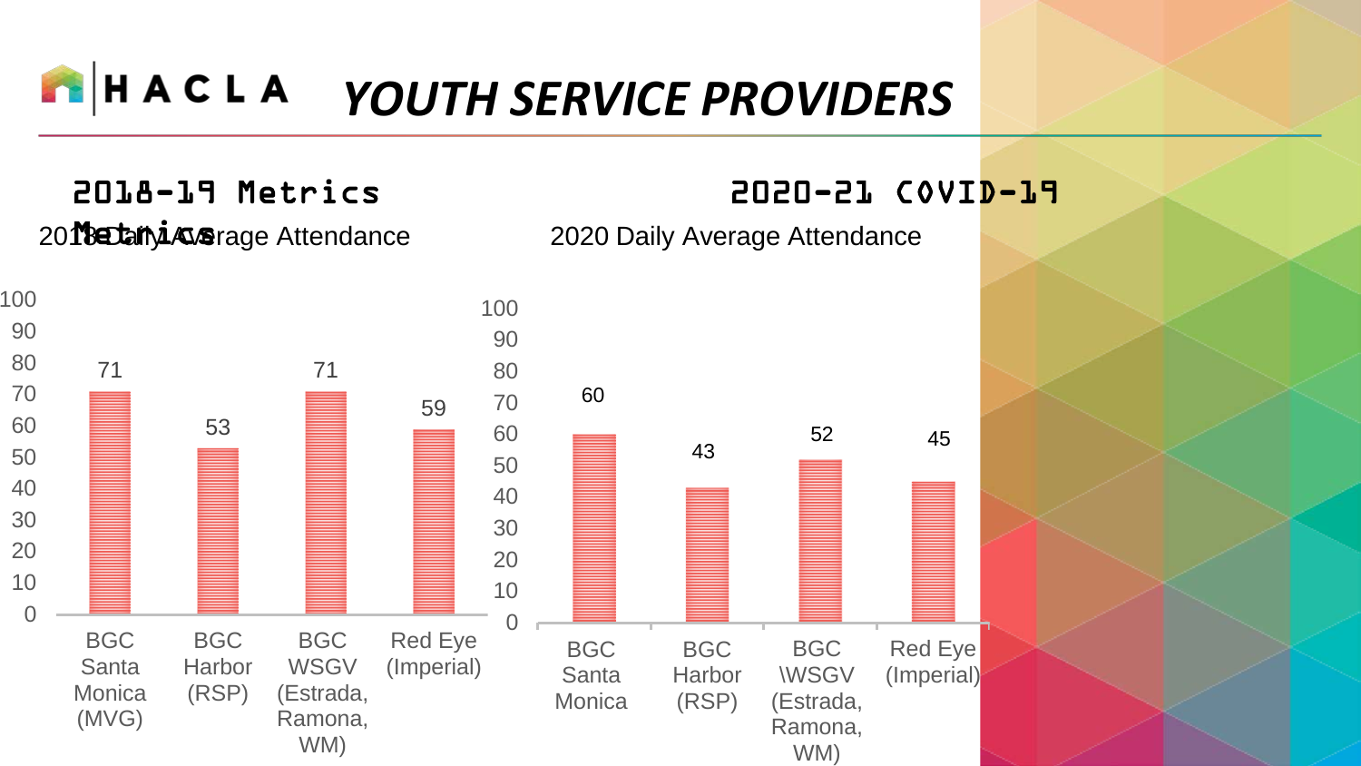# HACLA YOUTH SERVICE PROVIDERS

## 2018-19 Metrics

2018 Daily Average Attendance

| Provider | Attendance |
| --- | --- |
| BGC Santa Monica (MVG) | 71 |
| BGC Harbor (RSP) | 53 |
| BGC WSGV (Estrada, Ramona, WM) | 71 |
| Red Eye (Imperial) | 59 |

## 2020-21 COVID-19

2020 Daily Average Attendance

| Provider | Attendance |
| --- | --- |
| BGC Santa Monica | 60 |
| BGC Harbor (RSP) | 43 |
| BGC \WSGV (Estrada, Ramona, WM) | 52 |
| Red Eye (Imperial) | 45 |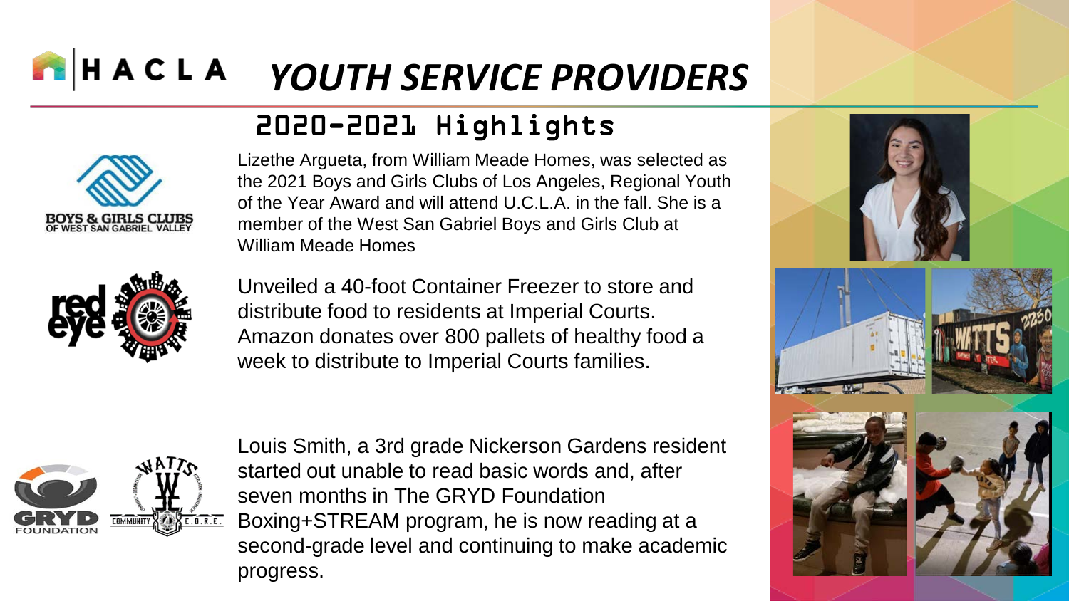# HACLA YOUTH SERVICE PROVIDERS

## 2020-2021 Highlights

Lizethe Argueta, from William Meade Homes, was selected as the 2021 Boys and Girls Clubs of Los Angeles, Regional Youth of the Year Award and will attend U.C.L.A. in the fall. She is a member of the West San Gabriel Boys and Girls Club at William Meade Homes

Unveiled a 40-foot Container Freezer to store and distribute food to residents at Imperial Courts. Amazon donates over 800 pallets of healthy food a week to distribute to Imperial Courts families.

Louis Smith, a 3rd grade Nickerson Gardens resident started out unable to read basic words and, after seven months in The GRYD Foundation Boxing+STREAM program, he is now reading at a second-grade level and continuing to make academic progress.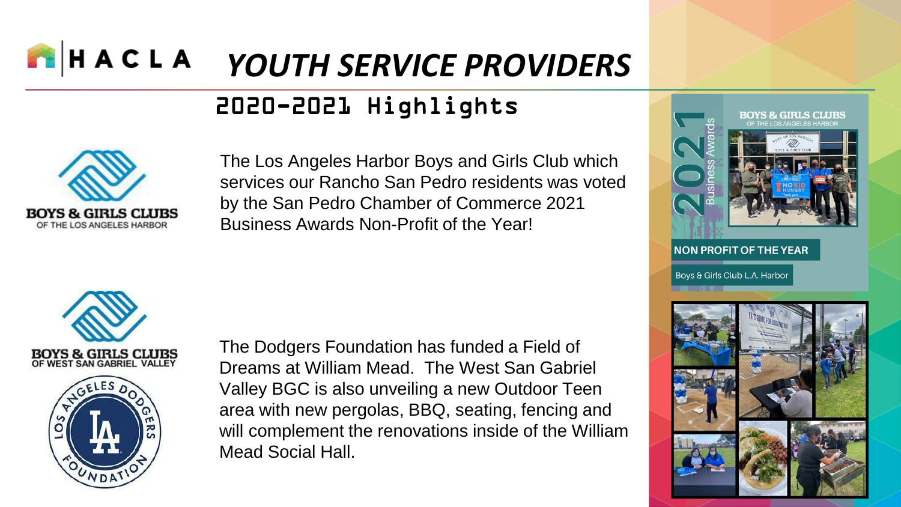# HACLA YOUTH SERVICE PROVIDERS

## 2020-2021 Highlights

BOYS & GIRLS CLUBS OF THE LOS ANGELES HARBOR

The Los Angeles Harbor Boys and Girls Club which services our Rancho San Pedro residents was voted by the San Pedro Chamber of Commerce 2021 Business Awards Non-Profit of the Year!

2021 Business Awards

NON PROFIT OF THE YEAR

Boys & Girls Club L.A. Harbor

BOYS & GIRLS CLUBS OF WEST SAN GABRIEL VALLEY

LOS ANGELES DODGERS FOUNDATION

The Dodgers Foundation has funded a Field of Dreams at William Mead. The West San Gabriel Valley BGC is also unveiling a new Outdoor Teen area with new pergolas, BBQ, seating, fencing and will complement the renovations inside of the William Mead Social Hall.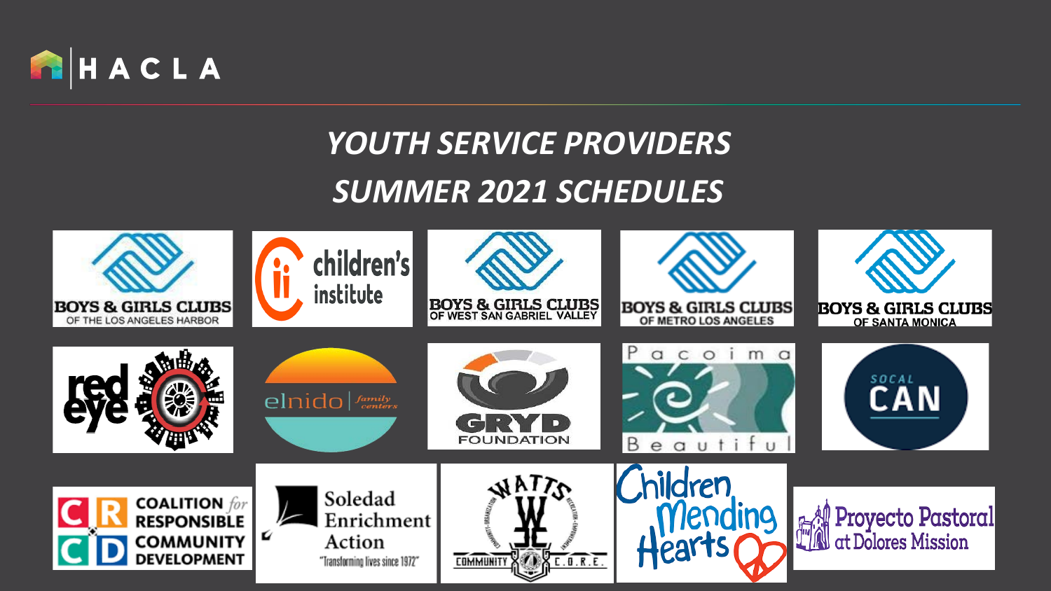# YOUTH SERVICE PROVIDERS SUMMER 2021 SCHEDULES

- BOYS & GIRLS CLUBS OF THE LOS ANGELES HARBOR
- children's institute
- BOYS & GIRLS CLUBS OF WEST SAN GABRIEL VALLEY
- BOYS & GIRLS CLUBS OF METRO LOS ANGELES
- BOYS & GIRLS CLUBS OF SANTA MONICA
- red eye
- elnido family centers
- GRYD FOUNDATION
- Pacoima Beautiful
- SOCAL CAN
- COALITION for RESPONSIBLE COMMUNITY DEVELOPMENT
- Soledad Enrichment Action "Transforming lives since 1972"
- WATTS COMMUNITY C.O.R.E.
- Children Mending Hearts
- Proyecto Pastoral at Dolores Mission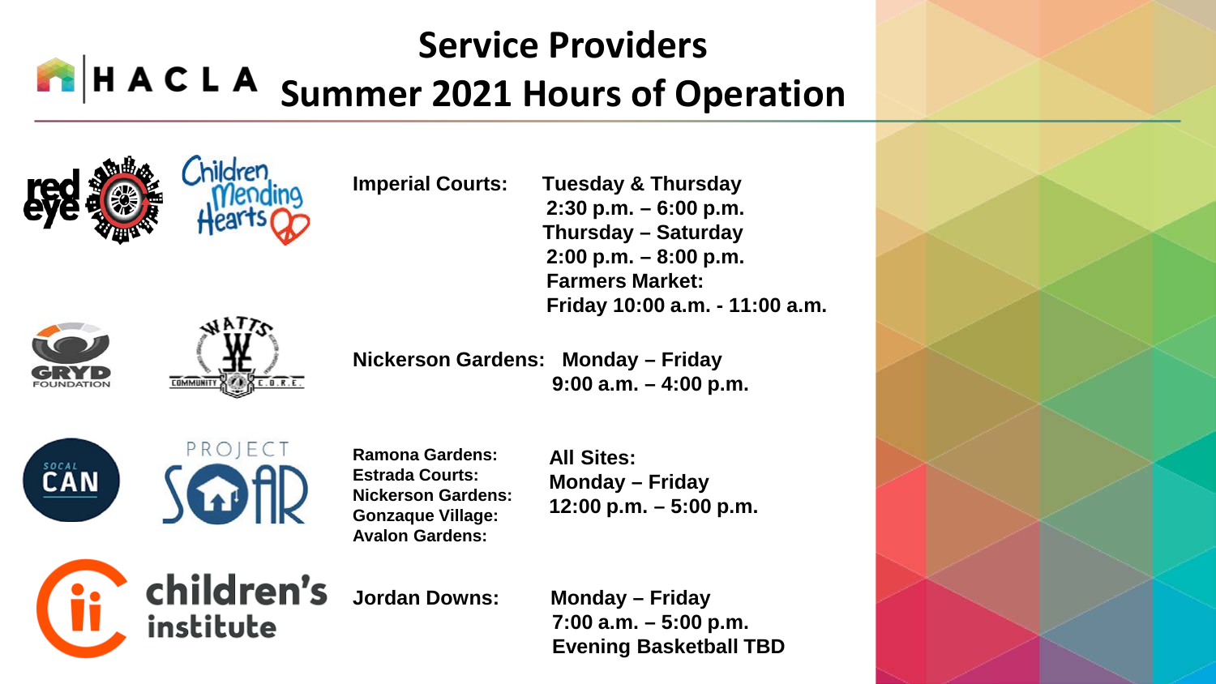HACLA

# Service Providers
# Summer 2021 Hours of Operation

**Imperial Courts:** **Tuesday & Thursday**
**2:30 p.m. – 6:00 p.m.**
**Thursday – Saturday**
**2:00 p.m. – 8:00 p.m.**
**Farmers Market:**
**Friday 10:00 a.m. - 11:00 a.m.**

**Nickerson Gardens:** **Monday – Friday**
**9:00 a.m. – 4:00 p.m.**

**Ramona Gardens:**
**Estrada Courts:**
**Nickerson Gardens:**
**Gonzaque Village:**
**Avalon Gardens:**

**All Sites:**
**Monday – Friday**
**12:00 p.m. – 5:00 p.m.**

**Jordan Downs:** **Monday – Friday**
**7:00 a.m. – 5:00 p.m.**
**Evening Basketball TBD**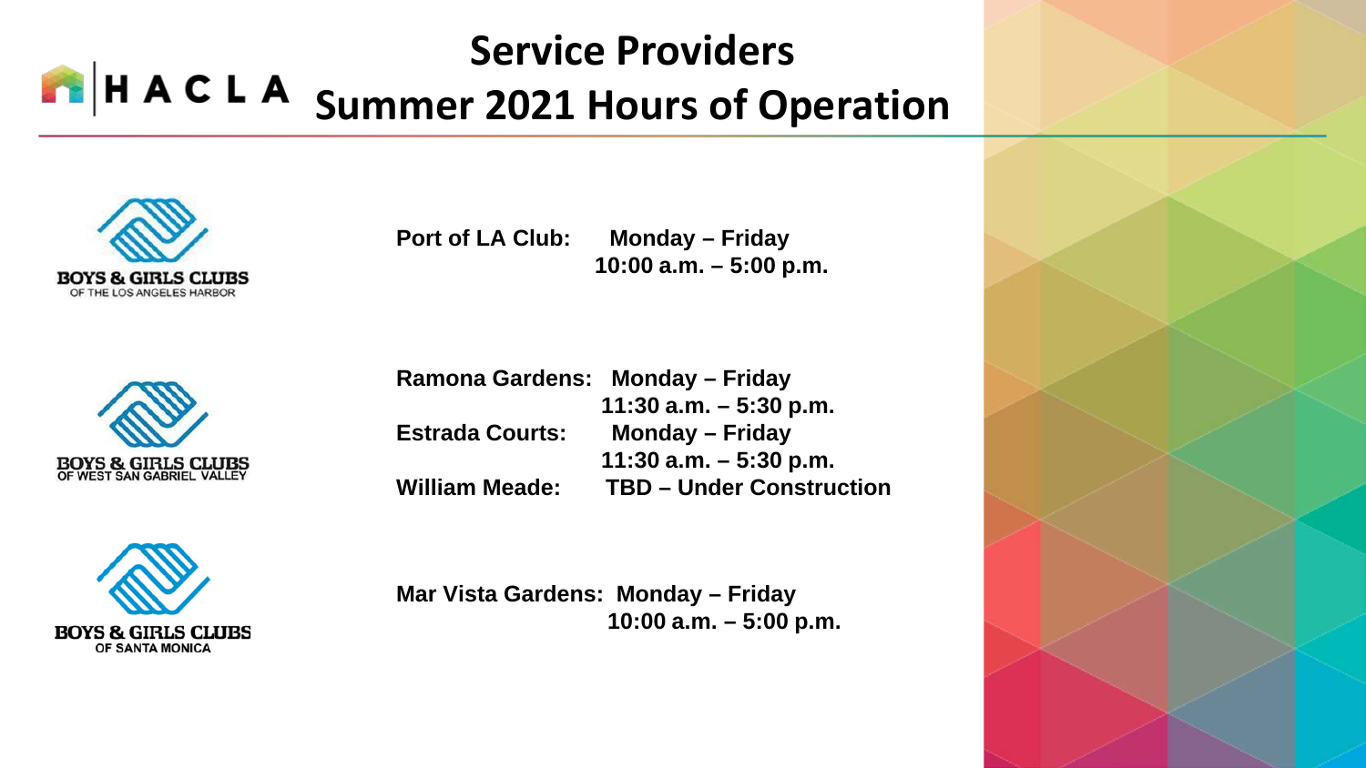# Service Providers Summer 2021 Hours of Operation

HACLA

**BOYS & GIRLS CLUBS OF THE LOS ANGELES HARBOR**

**Port of LA Club:** Monday – Friday
10:00 a.m. – 5:00 p.m.

**BOYS & GIRLS CLUBS OF WEST SAN GABRIEL VALLEY**

**Ramona Gardens:** Monday – Friday
11:30 a.m. – 5:30 p.m.

**Estrada Courts:** Monday – Friday
11:30 a.m. – 5:30 p.m.

**William Meade:** TBD – Under Construction

**BOYS & GIRLS CLUBS OF SANTA MONICA**

**Mar Vista Gardens:** Monday – Friday
10:00 a.m. – 5:00 p.m.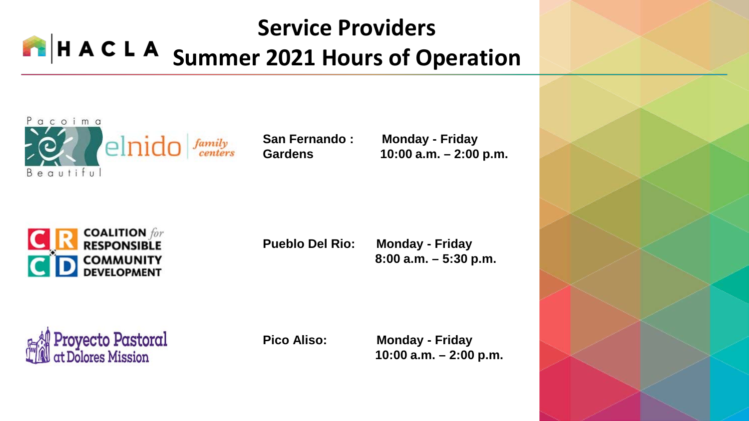# HACLA

## Service Providers Summer 2021 Hours of Operation

| Provider | Site | Hours |
| --- | --- | --- |
| Pacoima Beautiful / elnido family centers | San Fernando Gardens: | Monday - Friday 10:00 a.m. – 2:00 p.m. |
| Coalition for Responsible Community Development | Pueblo Del Rio: | Monday - Friday 8:00 a.m. – 5:30 p.m. |
| Proyecto Pastoral at Dolores Mission | Pico Aliso: | Monday - Friday 10:00 a.m. – 2:00 p.m. |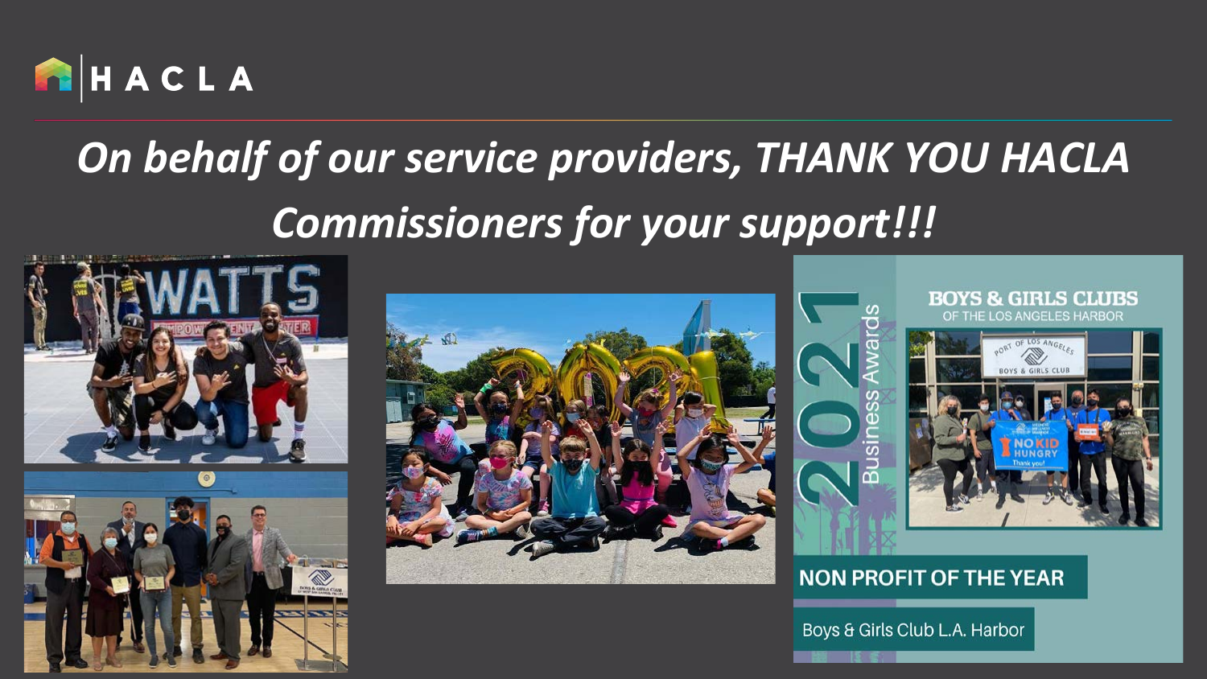HACLA

# *On behalf of our service providers, THANK YOU HACLA Commissioners for your support!!!*

2021 Business Awards

BOYS & GIRLS CLUBS OF THE LOS ANGELES HARBOR

NON PROFIT OF THE YEAR

Boys & Girls Club L.A. Harbor